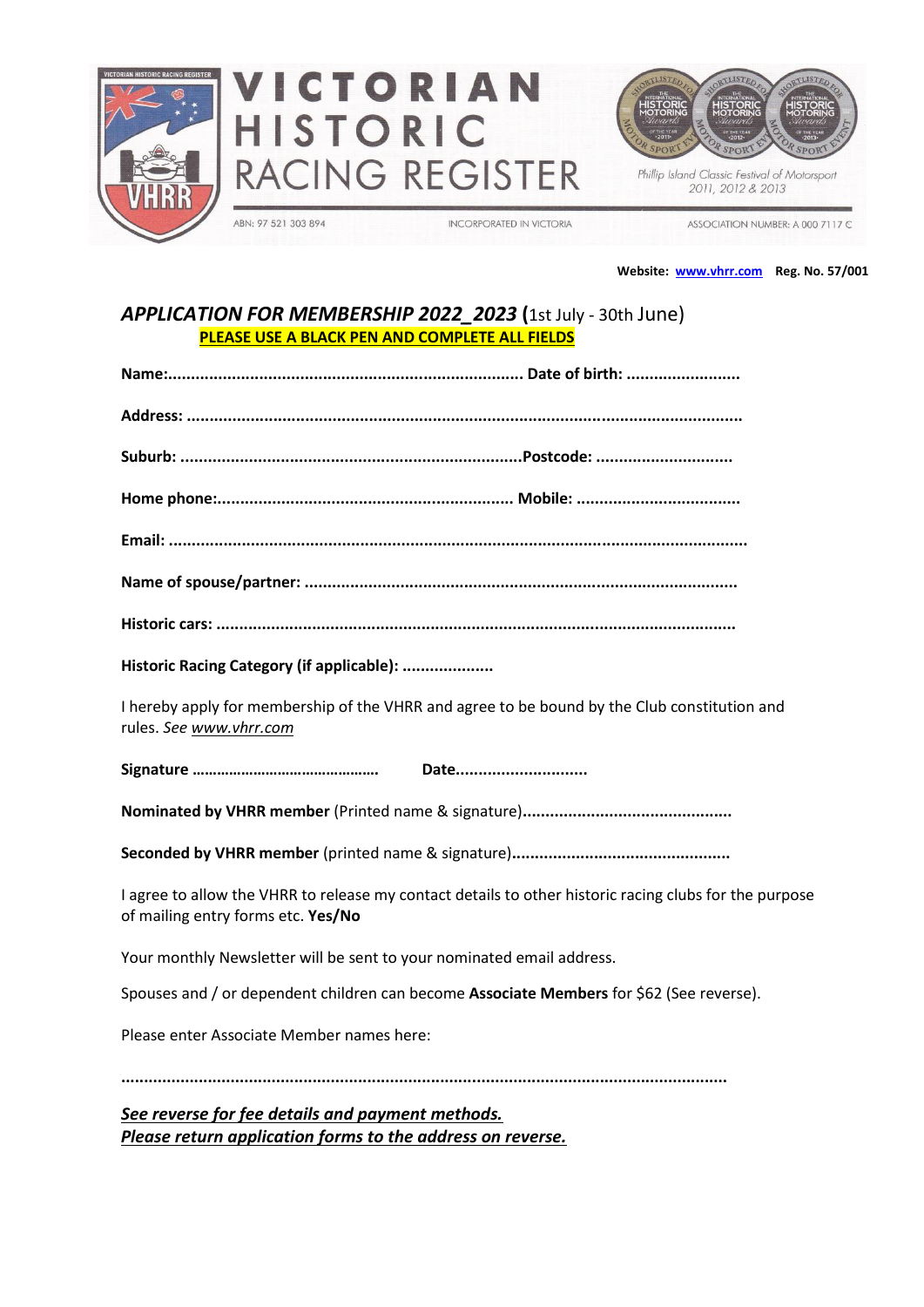# VICTORIAN HISTORIC RACING REGISTER

ABN: 97 521 303 894 INCORPORATED IN VICTORIA ASSOCIATION NUMBER: A 000 7117 C

Phillip Island Classic Festival of Motorsport 2011, 2012 & 2013

**Website: www.vhrr.com Reg. No. 57/001**

## *APPLICATION FOR MEMBERSHIP 2022_2023* (1st July - 30th June)

**PLEASE USE A BLACK PEN AND COMPLETE ALL FIELDS**

**Name:**............................................................................ **Date of birth:** .........................

**Address:** ......................................................................................................................

**Suburb:** .........................................................................**Postcode:** .............................

**Home phone:**............................................................... **Mobile:** ...................................

**Email:** ...........................................................................................................................

**Name of spouse/partner:** ............................................................................................

**Historic cars:** ..............................................................................................................

**Historic Racing Category (if applicable):** ....................

I hereby apply for membership of the VHRR and agree to be bound by the Club constitution and rules. *See www.vhrr.com*

**Signature** ............................................ **Date**............................

**Nominated by VHRR member** (Printed name & signature).............................................

**Seconded by VHRR member** (printed name & signature)...............................................

I agree to allow the VHRR to release my contact details to other historic racing clubs for the purpose of mailing entry forms etc. **Yes/No**

Your monthly Newsletter will be sent to your nominated email address.

Spouses and / or dependent children can become **Associate Members** for $62 (See reverse).

Please enter Associate Member names here:

...................................................................................................................................

***See reverse for fee details and payment methods.***
***Please return application forms to the address on reverse.***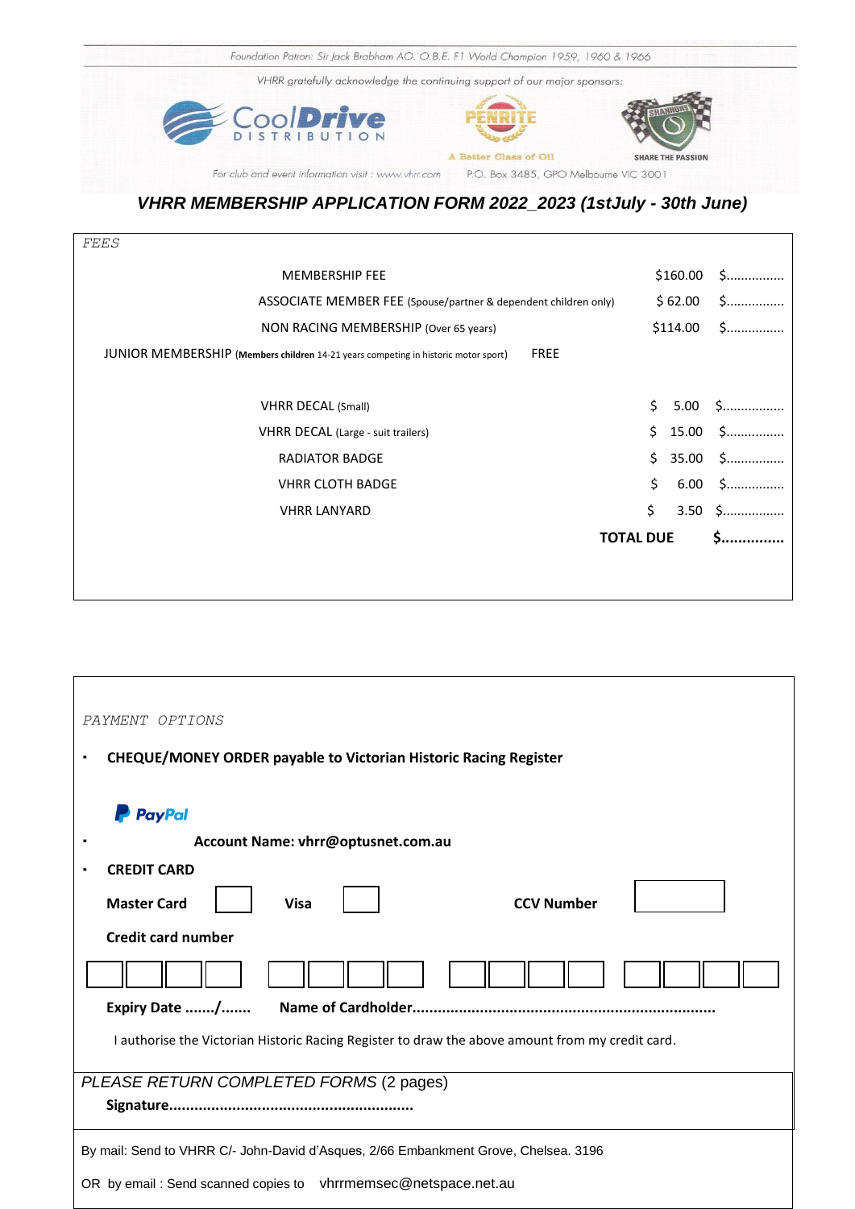Foundation Patron: Sir Jack Brabham AO. O.B.E. F1 World Champion 1959, 1960 & 1966

VHRR gratefully acknowledge the continuing support of our major sponsors:

CoolDrive DISTRIBUTION — PENRITE A Better Class of Oil — SHANNONS SHARE THE PASSION

For club and event information visit : www.vhrr.com P.O. Box 3485, GPO Melbourne VIC 3001

## *VHRR MEMBERSHIP APPLICATION FORM 2022_2023 (1stJuly - 30th June)*

*FEES*

| | | |
|---|---|---|
| MEMBERSHIP FEE | $160.00 | $................ |
| ASSOCIATE MEMBER FEE (Spouse/partner & dependent children only) | $ 62.00 | $................ |
| NON RACING MEMBERSHIP (Over 65 years) | $114.00 | $................ |
| JUNIOR MEMBERSHIP (**Members children** 14-21 years competing in historic motor sport) | FREE | |
| VHRR DECAL (Small) | $ 5.00 | $................ |
| VHRR DECAL (Large - suit trailers) | $ 15.00 | $................ |
| RADIATOR BADGE | $ 35.00 | $................ |
| VHRR CLOTH BADGE | $ 6.00 | $................ |
| VHRR LANYARD | $ 3.50 | $................ |
| | **TOTAL DUE** | **$..............** |

*PAYMENT OPTIONS*

- **CHEQUE/MONEY ORDER payable to Victorian Historic Racing Register**
- PayPal **Account Name: vhrr@optusnet.com.au**
- **CREDIT CARD**

**Master Card** ☐ **Visa** ☐ **CCV Number** ☐

**Credit card number**

☐☐☐☐ ☐☐☐☐ ☐☐☐☐ ☐☐☐☐

**Expiry Date ......./.......** **Name of Cardholder.......................................................................**

I authorise the Victorian Historic Racing Register to draw the above amount from my credit card.

*PLEASE RETURN COMPLETED FORMS* (2 pages)

**Signature.........................................................**

By mail: Send to VHRR C/- John-David d'Asques, 2/66 Embankment Grove, Chelsea. 3196

OR by email : Send scanned copies to vhrrmemsec@netspace.net.au